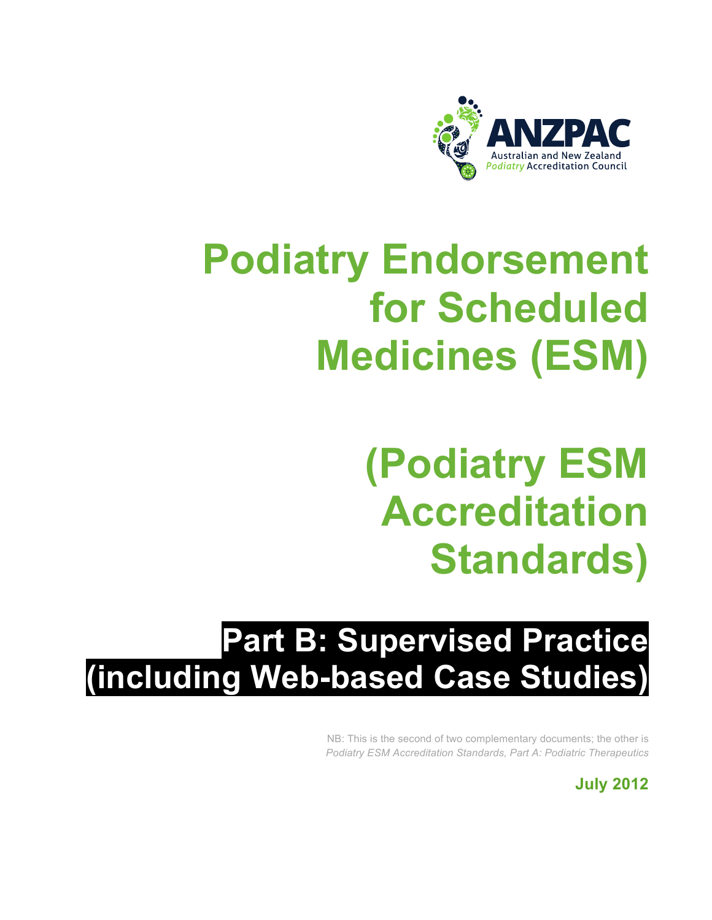ANZPAC

Australian and New Zealand *Podiatry* Accreditation Council

# Podiatry Endorsement for Scheduled Medicines (ESM)

# (Podiatry ESM Accreditation Standards)

## Part B: Supervised Practice (including Web-based Case Studies)

NB: This is the second of two complementary documents; the other is *Podiatry ESM Accreditation Standards, Part A: Podiatric Therapeutics*

**July 2012**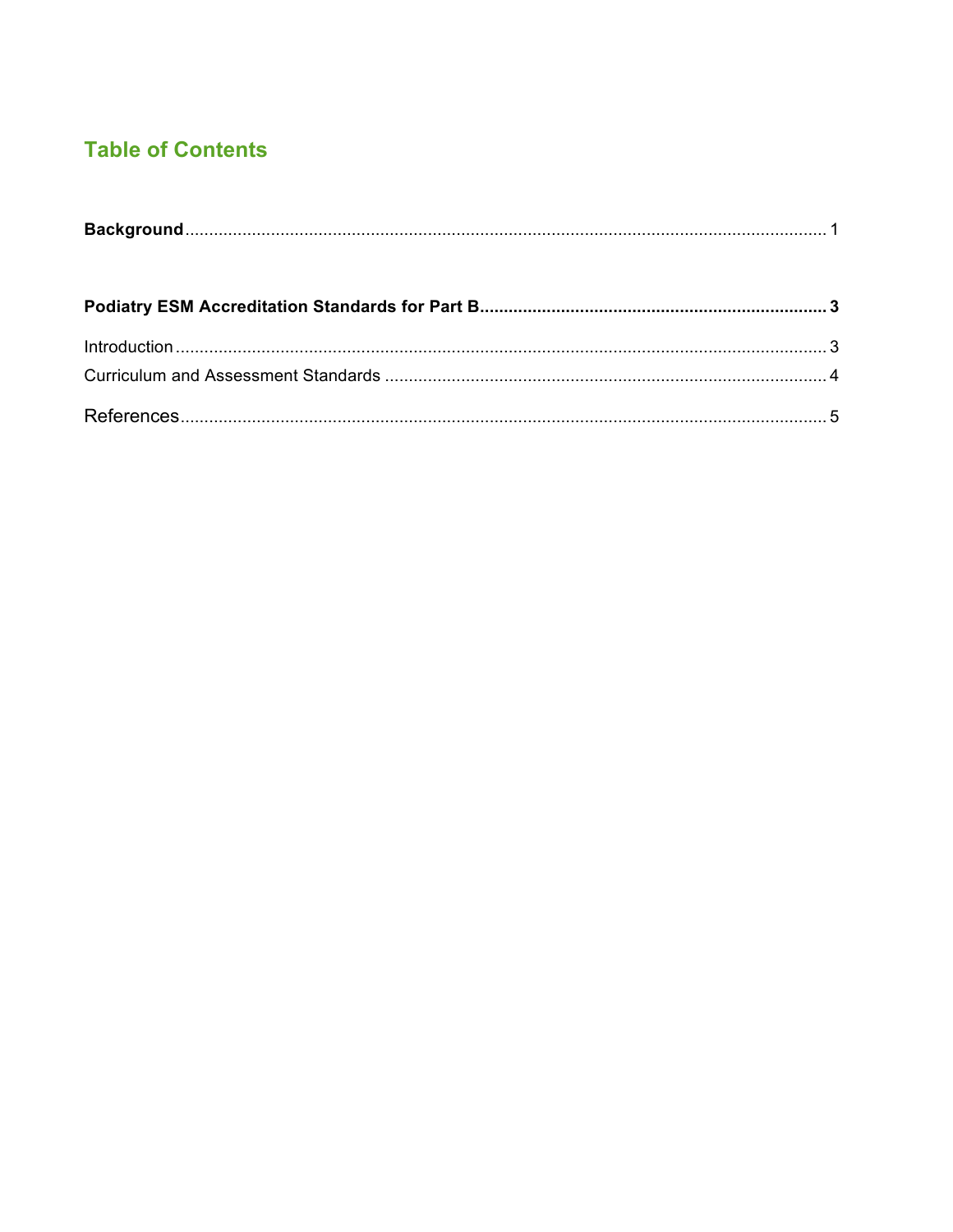# Table of Contents

**Background** ..................................................................... 1

**Podiatry ESM Accreditation Standards for Part B** ..................................................................... **3**

Introduction ..................................................................... 3

Curriculum and Assessment Standards ..................................................................... 4

References ..................................................................... 5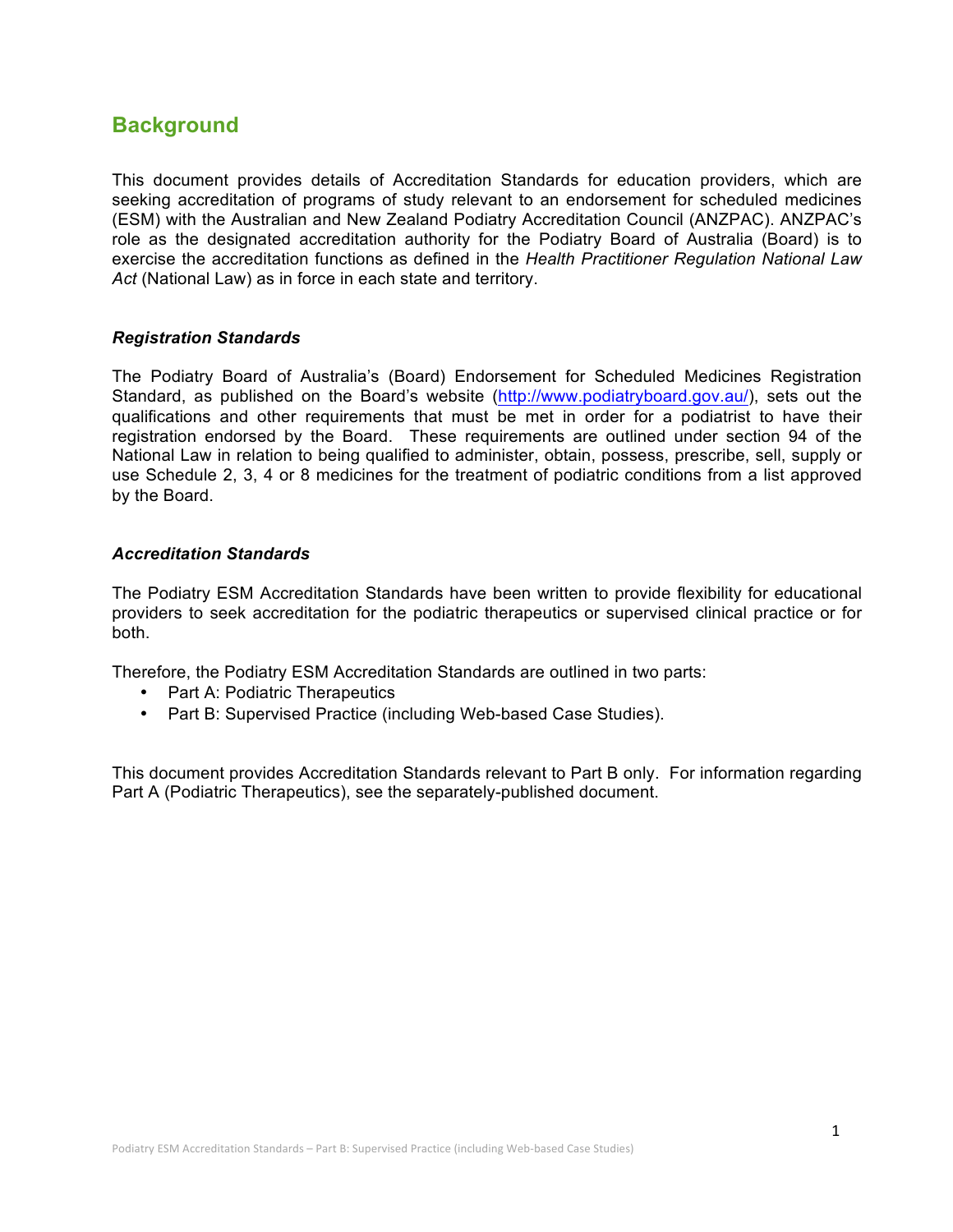## Background

This document provides details of Accreditation Standards for education providers, which are seeking accreditation of programs of study relevant to an endorsement for scheduled medicines (ESM) with the Australian and New Zealand Podiatry Accreditation Council (ANZPAC). ANZPAC's role as the designated accreditation authority for the Podiatry Board of Australia (Board) is to exercise the accreditation functions as defined in the *Health Practitioner Regulation National Law Act* (National Law) as in force in each state and territory.

### *Registration Standards*

The Podiatry Board of Australia's (Board) Endorsement for Scheduled Medicines Registration Standard, as published on the Board's website (http://www.podiatryboard.gov.au/), sets out the qualifications and other requirements that must be met in order for a podiatrist to have their registration endorsed by the Board. These requirements are outlined under section 94 of the National Law in relation to being qualified to administer, obtain, possess, prescribe, sell, supply or use Schedule 2, 3, 4 or 8 medicines for the treatment of podiatric conditions from a list approved by the Board.

### *Accreditation Standards*

The Podiatry ESM Accreditation Standards have been written to provide flexibility for educational providers to seek accreditation for the podiatric therapeutics or supervised clinical practice or for both.

Therefore, the Podiatry ESM Accreditation Standards are outlined in two parts:

- Part A: Podiatric Therapeutics
- Part B: Supervised Practice (including Web-based Case Studies).

This document provides Accreditation Standards relevant to Part B only. For information regarding Part A (Podiatric Therapeutics), see the separately-published document.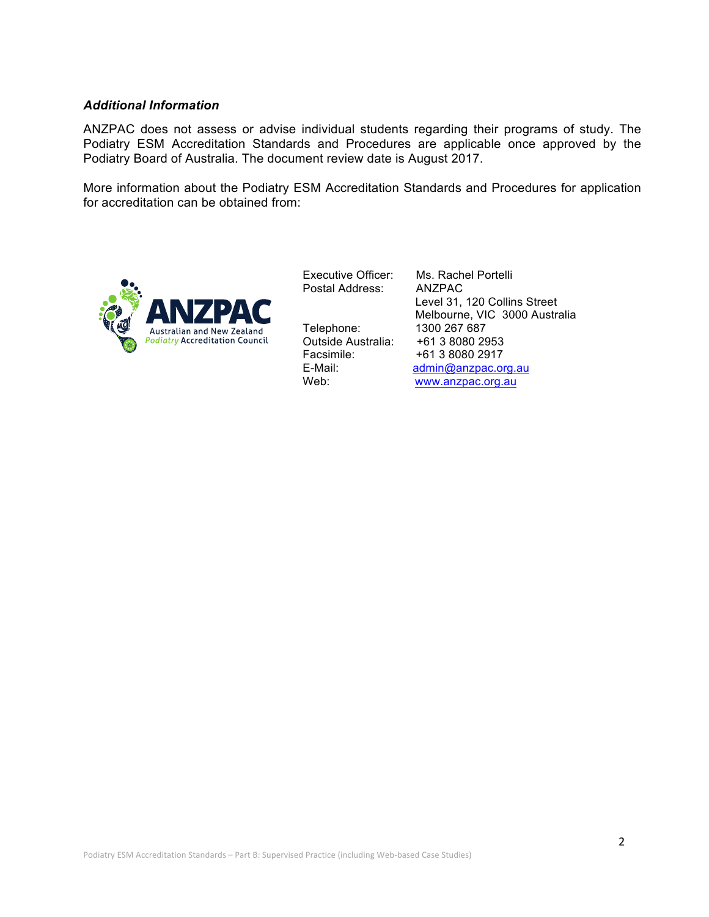### *Additional Information*

ANZPAC does not assess or advise individual students regarding their programs of study. The Podiatry ESM Accreditation Standards and Procedures are applicable once approved by the Podiatry Board of Australia. The document review date is August 2017.

More information about the Podiatry ESM Accreditation Standards and Procedures for application for accreditation can be obtained from:

ANZPAC
Australian and New Zealand *Podiatry* Accreditation Council

| | |
|---|---|
| Executive Officer: | Ms. Rachel Portelli |
| Postal Address: | ANZPAC<br>Level 31, 120 Collins Street<br>Melbourne, VIC 3000 Australia |
| Telephone: | 1300 267 687 |
| Outside Australia: | +61 3 8080 2953 |
| Facsimile: | +61 3 8080 2917 |
| E-Mail: | admin@anzpac.org.au |
| Web: | www.anzpac.org.au |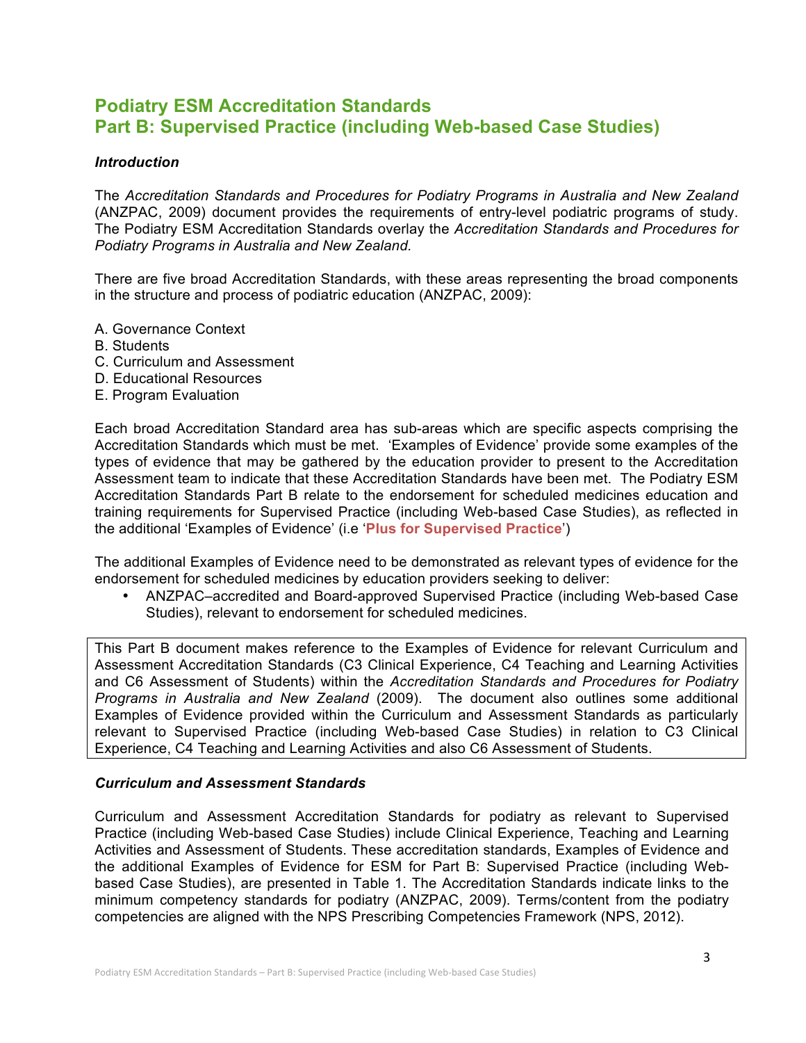# Podiatry ESM Accreditation Standards
# Part B: Supervised Practice (including Web-based Case Studies)

### *Introduction*

The *Accreditation Standards and Procedures for Podiatry Programs in Australia and New Zealand* (ANZPAC, 2009) document provides the requirements of entry-level podiatric programs of study. The Podiatry ESM Accreditation Standards overlay the *Accreditation Standards and Procedures for Podiatry Programs in Australia and New Zealand.*

There are five broad Accreditation Standards, with these areas representing the broad components in the structure and process of podiatric education (ANZPAC, 2009):

A. Governance Context
B. Students
C. Curriculum and Assessment
D. Educational Resources
E. Program Evaluation

Each broad Accreditation Standard area has sub-areas which are specific aspects comprising the Accreditation Standards which must be met. 'Examples of Evidence' provide some examples of the types of evidence that may be gathered by the education provider to present to the Accreditation Assessment team to indicate that these Accreditation Standards have been met. The Podiatry ESM Accreditation Standards Part B relate to the endorsement for scheduled medicines education and training requirements for Supervised Practice (including Web-based Case Studies), as reflected in the additional 'Examples of Evidence' (i.e '**Plus for Supervised Practice**')

The additional Examples of Evidence need to be demonstrated as relevant types of evidence for the endorsement for scheduled medicines by education providers seeking to deliver:

- ANZPAC–accredited and Board-approved Supervised Practice (including Web-based Case Studies), relevant to endorsement for scheduled medicines.

This Part B document makes reference to the Examples of Evidence for relevant Curriculum and Assessment Accreditation Standards (C3 Clinical Experience, C4 Teaching and Learning Activities and C6 Assessment of Students) within the *Accreditation Standards and Procedures for Podiatry Programs in Australia and New Zealand* (2009). The document also outlines some additional Examples of Evidence provided within the Curriculum and Assessment Standards as particularly relevant to Supervised Practice (including Web-based Case Studies) in relation to C3 Clinical Experience, C4 Teaching and Learning Activities and also C6 Assessment of Students.

### *Curriculum and Assessment Standards*

Curriculum and Assessment Accreditation Standards for podiatry as relevant to Supervised Practice (including Web-based Case Studies) include Clinical Experience, Teaching and Learning Activities and Assessment of Students. These accreditation standards, Examples of Evidence and the additional Examples of Evidence for ESM for Part B: Supervised Practice (including Web-based Case Studies), are presented in Table 1. The Accreditation Standards indicate links to the minimum competency standards for podiatry (ANZPAC, 2009). Terms/content from the podiatry competencies are aligned with the NPS Prescribing Competencies Framework (NPS, 2012).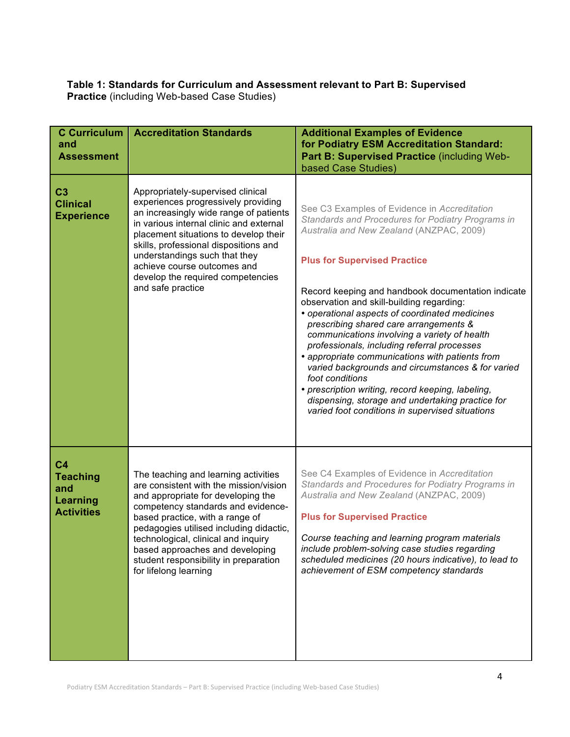**Table 1: Standards for Curriculum and Assessment relevant to Part B: Supervised Practice** (including Web-based Case Studies)

| **C Curriculum and Assessment** | **Accreditation Standards** | **Additional Examples of Evidence for Podiatry ESM Accreditation Standard: Part B: Supervised Practice** (including Web-based Case Studies) |
|---|---|---|
| **C3 Clinical Experience** | Appropriately-supervised clinical experiences progressively providing an increasingly wide range of patients in various internal clinic and external placement situations to develop their skills, professional dispositions and understandings such that they achieve course outcomes and develop the required competencies and safe practice | See C3 Examples of Evidence in *Accreditation Standards and Procedures for Podiatry Programs in Australia and New Zealand* (ANZPAC, 2009)<br><br>**Plus for Supervised Practice**<br><br>Record keeping and handbook documentation indicate observation and skill-building regarding:<br>• *operational aspects of coordinated medicines prescribing shared care arrangements & communications involving a variety of health professionals, including referral processes*<br>• *appropriate communications with patients from varied backgrounds and circumstances & for varied foot conditions*<br>• *prescription writing, record keeping, labeling, dispensing, storage and undertaking practice for varied foot conditions in supervised situations* |
| **C4 Teaching and Learning Activities** | The teaching and learning activities are consistent with the mission/vision and appropriate for developing the competency standards and evidence-based practice, with a range of pedagogies utilised including didactic, technological, clinical and inquiry based approaches and developing student responsibility in preparation for lifelong learning | See C4 Examples of Evidence in *Accreditation Standards and Procedures for Podiatry Programs in Australia and New Zealand* (ANZPAC, 2009)<br><br>**Plus for Supervised Practice**<br><br>*Course teaching and learning program materials include problem-solving case studies regarding scheduled medicines (20 hours indicative), to lead to achievement of ESM competency standards* |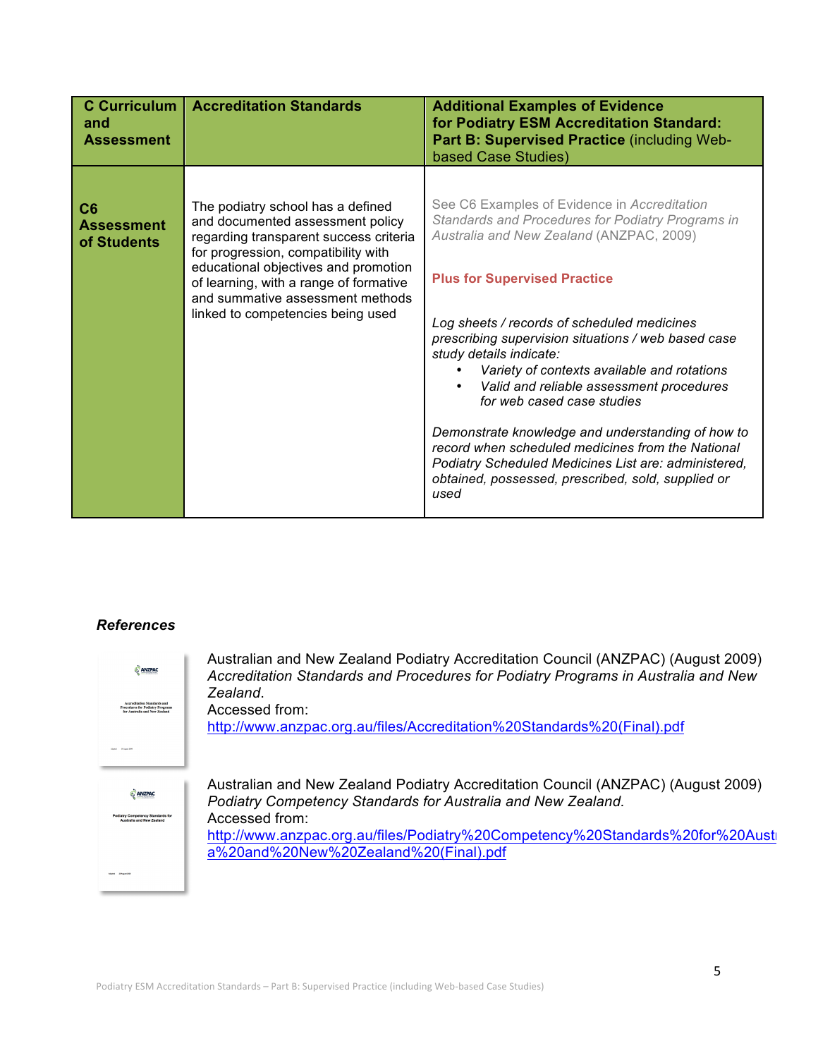| C Curriculum and Assessment | Accreditation Standards | Additional Examples of Evidence for Podiatry ESM Accreditation Standard: Part B: Supervised Practice (including Web-based Case Studies) |
|---|---|---|
| **C6 Assessment of Students** | The podiatry school has a defined and documented assessment policy regarding transparent success criteria for progression, compatibility with educational objectives and promotion of learning, with a range of formative and summative assessment methods linked to competencies being used | See C6 Examples of Evidence in *Accreditation Standards and Procedures for Podiatry Programs in Australia and New Zealand* (ANZPAC, 2009)<br><br>**Plus for Supervised Practice**<br><br>*Log sheets / records of scheduled medicines prescribing supervision situations / web based case study details indicate:*<br>• *Variety of contexts available and rotations*<br>• *Valid and reliable assessment procedures for web cased case studies*<br><br>*Demonstrate knowledge and understanding of how to record when scheduled medicines from the National Podiatry Scheduled Medicines List are: administered, obtained, possessed, prescribed, sold, supplied or used* |

### *References*

Australian and New Zealand Podiatry Accreditation Council (ANZPAC) (August 2009) *Accreditation Standards and Procedures for Podiatry Programs in Australia and New Zealand*.
Accessed from:
http://www.anzpac.org.au/files/Accreditation%20Standards%20(Final).pdf

Australian and New Zealand Podiatry Accreditation Council (ANZPAC) (August 2009) *Podiatry Competency Standards for Australia and New Zealand*.
Accessed from:
http://www.anzpac.org.au/files/Podiatry%20Competency%20Standards%20for%20Australia%20and%20New%20Zealand%20(Final).pdf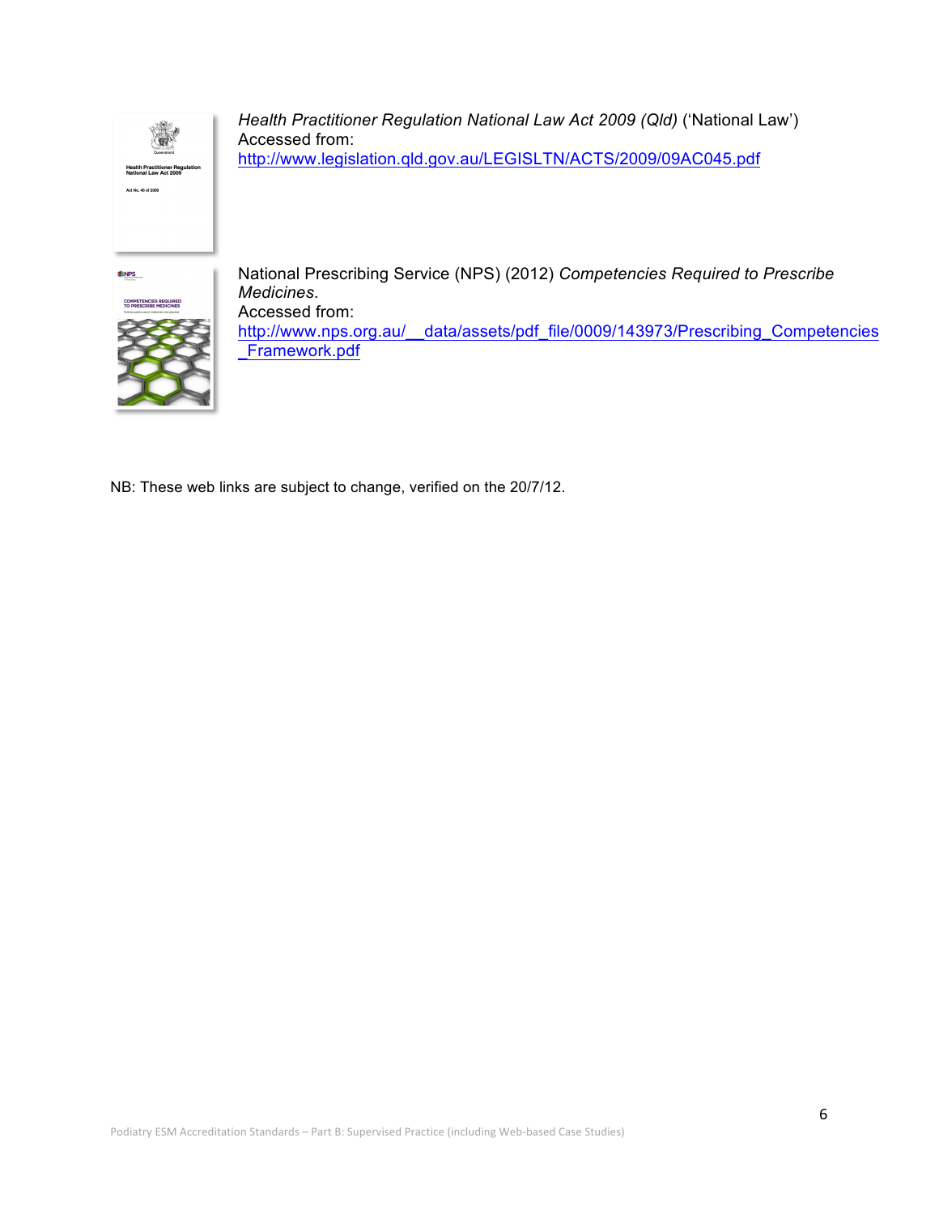*Health Practitioner Regulation National Law Act 2009 (Qld)* ('National Law')
Accessed from:
http://www.legislation.qld.gov.au/LEGISLTN/ACTS/2009/09AC045.pdf

National Prescribing Service (NPS) (2012) *Competencies Required to Prescribe Medicines*.
Accessed from:
http://www.nps.org.au/__data/assets/pdf_file/0009/143973/Prescribing_Competencies_Framework.pdf

NB: These web links are subject to change, verified on the 20/7/12.